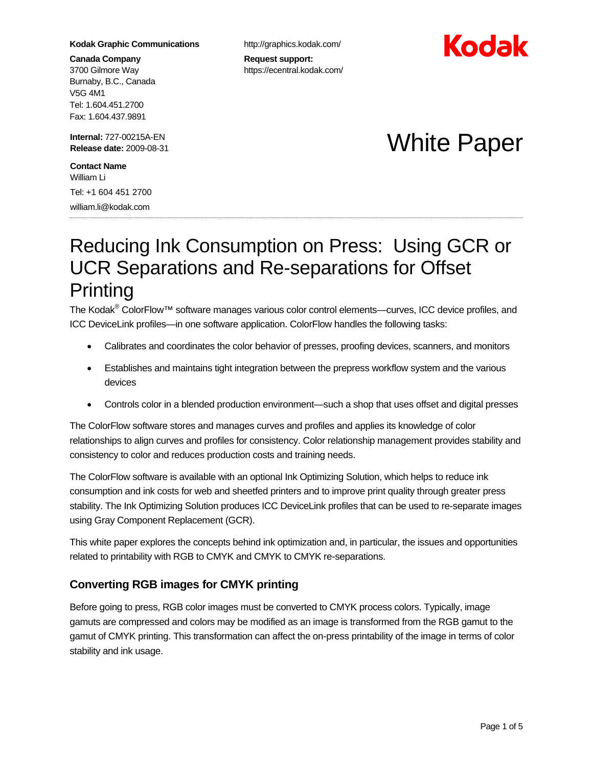**Kodak Graphic Communications**

**Canada Company**
3700 Gilmore Way
Burnaby, B.C., Canada
V5G 4M1
Tel: 1.604.451.2700
Fax: 1.604.437.9891

http://graphics.kodak.com/

**Request support:**
https://ecentral.kodak.com/

Kodak

**Internal:** 727-00215A-EN
**Release date:** 2009-08-31

**Contact Name**
William Li
Tel: +1 604 451 2700
william.li@kodak.com

White Paper

---

# Reducing Ink Consumption on Press: Using GCR or UCR Separations and Re-separations for Offset Printing

The Kodak® ColorFlow™ software manages various color control elements—curves, ICC device profiles, and ICC DeviceLink profiles—in one software application. ColorFlow handles the following tasks:

- Calibrates and coordinates the color behavior of presses, proofing devices, scanners, and monitors
- Establishes and maintains tight integration between the prepress workflow system and the various devices
- Controls color in a blended production environment—such a shop that uses offset and digital presses

The ColorFlow software stores and manages curves and profiles and applies its knowledge of color relationships to align curves and profiles for consistency. Color relationship management provides stability and consistency to color and reduces production costs and training needs.

The ColorFlow software is available with an optional Ink Optimizing Solution, which helps to reduce ink consumption and ink costs for web and sheetfed printers and to improve print quality through greater press stability. The Ink Optimizing Solution produces ICC DeviceLink profiles that can be used to re-separate images using Gray Component Replacement (GCR).

This white paper explores the concepts behind ink optimization and, in particular, the issues and opportunities related to printability with RGB to CMYK and CMYK to CMYK re-separations.

## Converting RGB images for CMYK printing

Before going to press, RGB color images must be converted to CMYK process colors. Typically, image gamuts are compressed and colors may be modified as an image is transformed from the RGB gamut to the gamut of CMYK printing. This transformation can affect the on-press printability of the image in terms of color stability and ink usage.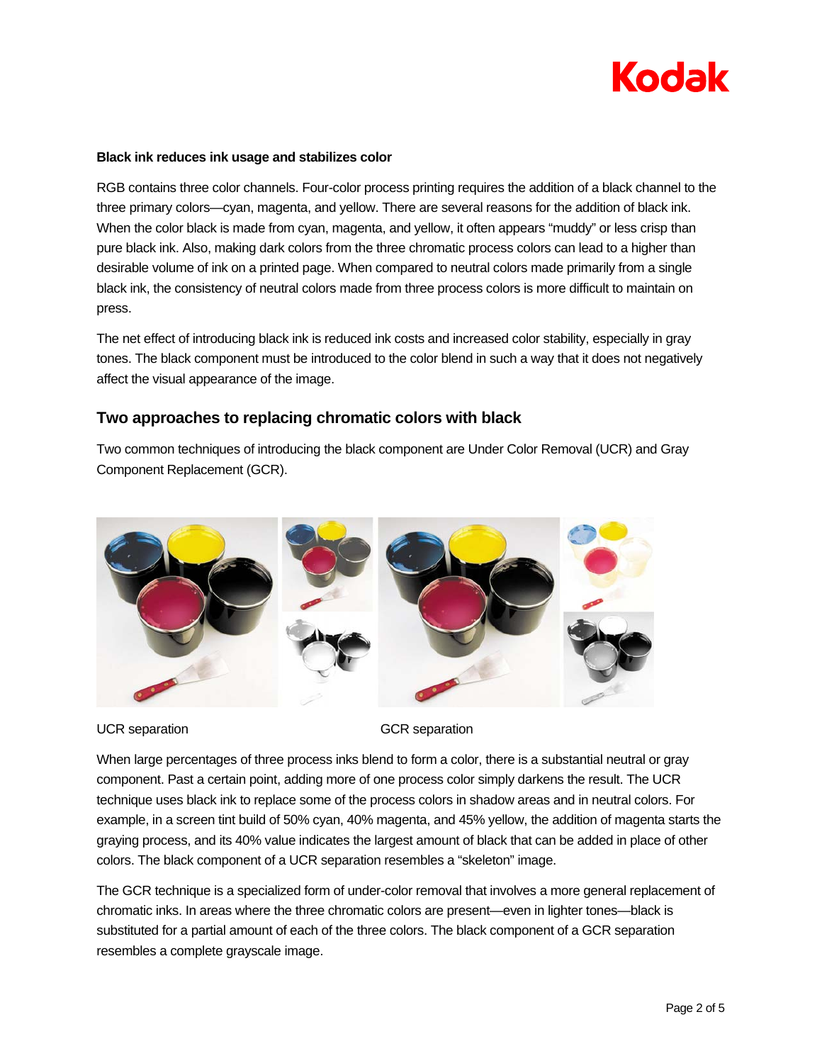**Black ink reduces ink usage and stabilizes color**

RGB contains three color channels. Four-color process printing requires the addition of a black channel to the three primary colors—cyan, magenta, and yellow. There are several reasons for the addition of black ink. When the color black is made from cyan, magenta, and yellow, it often appears "muddy" or less crisp than pure black ink. Also, making dark colors from the three chromatic process colors can lead to a higher than desirable volume of ink on a printed page. When compared to neutral colors made primarily from a single black ink, the consistency of neutral colors made from three process colors is more difficult to maintain on press.

The net effect of introducing black ink is reduced ink costs and increased color stability, especially in gray tones. The black component must be introduced to the color blend in such a way that it does not negatively affect the visual appearance of the image.

## Two approaches to replacing chromatic colors with black

Two common techniques of introducing the black component are Under Color Removal (UCR) and Gray Component Replacement (GCR).

UCR separation

GCR separation

When large percentages of three process inks blend to form a color, there is a substantial neutral or gray component. Past a certain point, adding more of one process color simply darkens the result. The UCR technique uses black ink to replace some of the process colors in shadow areas and in neutral colors. For example, in a screen tint build of 50% cyan, 40% magenta, and 45% yellow, the addition of magenta starts the graying process, and its 40% value indicates the largest amount of black that can be added in place of other colors. The black component of a UCR separation resembles a "skeleton" image.

The GCR technique is a specialized form of under-color removal that involves a more general replacement of chromatic inks. In areas where the three chromatic colors are present—even in lighter tones—black is substituted for a partial amount of each of the three colors. The black component of a GCR separation resembles a complete grayscale image.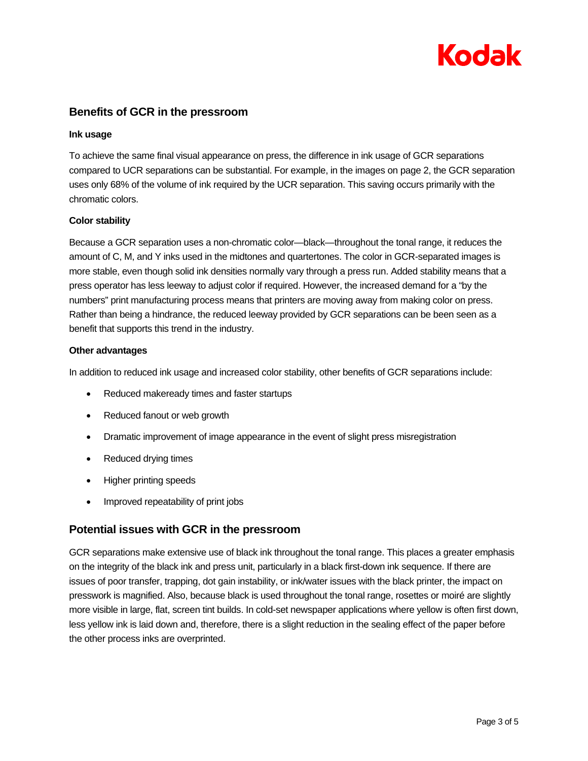## Benefits of GCR in the pressroom

### Ink usage

To achieve the same final visual appearance on press, the difference in ink usage of GCR separations compared to UCR separations can be substantial. For example, in the images on page 2, the GCR separation uses only 68% of the volume of ink required by the UCR separation. This saving occurs primarily with the chromatic colors.

### Color stability

Because a GCR separation uses a non-chromatic color—black—throughout the tonal range, it reduces the amount of C, M, and Y inks used in the midtones and quartertones. The color in GCR-separated images is more stable, even though solid ink densities normally vary through a press run. Added stability means that a press operator has less leeway to adjust color if required. However, the increased demand for a "by the numbers" print manufacturing process means that printers are moving away from making color on press. Rather than being a hindrance, the reduced leeway provided by GCR separations can be been seen as a benefit that supports this trend in the industry.

### Other advantages

In addition to reduced ink usage and increased color stability, other benefits of GCR separations include:

- Reduced makeready times and faster startups
- Reduced fanout or web growth
- Dramatic improvement of image appearance in the event of slight press misregistration
- Reduced drying times
- Higher printing speeds
- Improved repeatability of print jobs

## Potential issues with GCR in the pressroom

GCR separations make extensive use of black ink throughout the tonal range. This places a greater emphasis on the integrity of the black ink and press unit, particularly in a black first-down ink sequence. If there are issues of poor transfer, trapping, dot gain instability, or ink/water issues with the black printer, the impact on presswork is magnified. Also, because black is used throughout the tonal range, rosettes or moiré are slightly more visible in large, flat, screen tint builds. In cold-set newspaper applications where yellow is often first down, less yellow ink is laid down and, therefore, there is a slight reduction in the sealing effect of the paper before the other process inks are overprinted.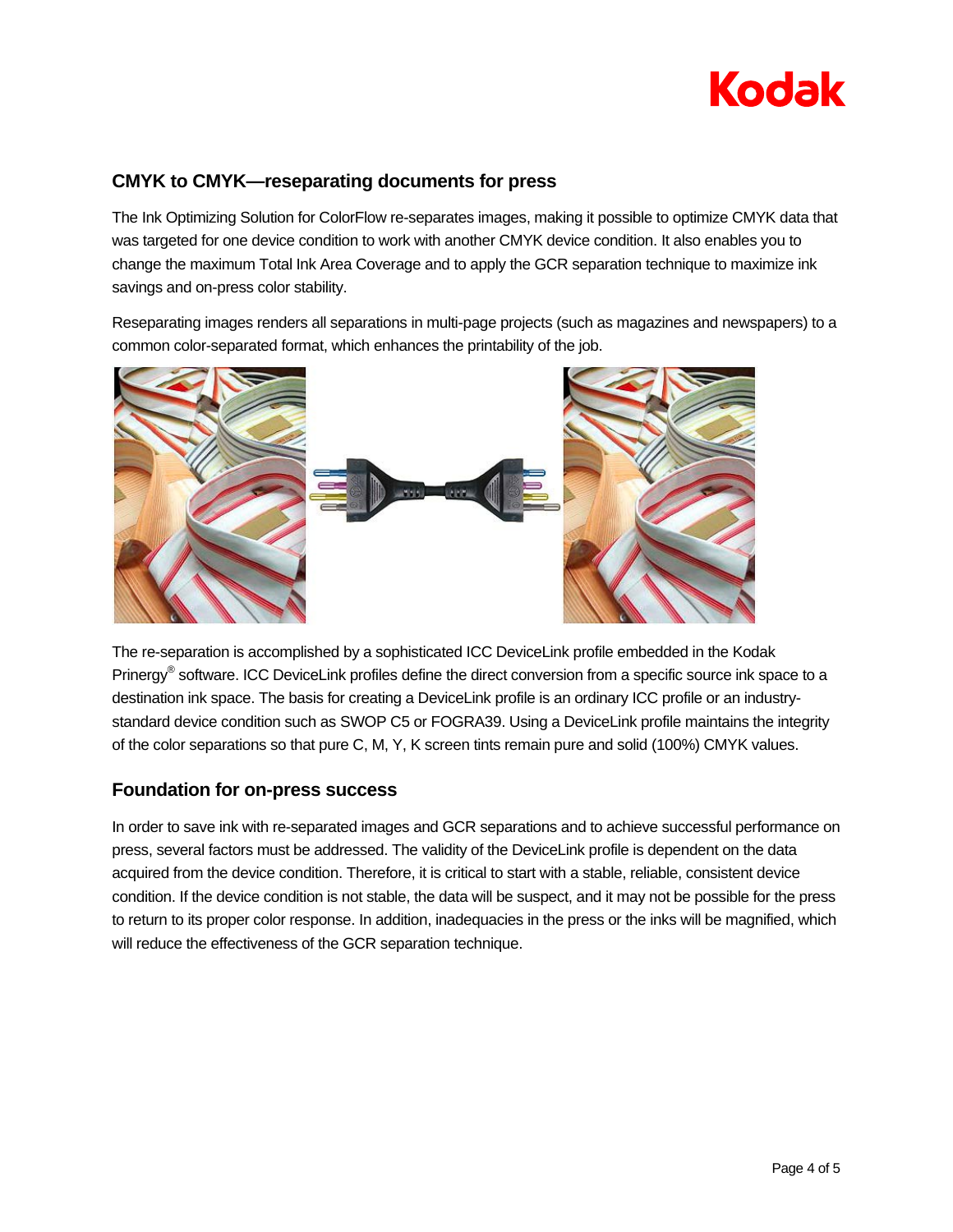## CMYK to CMYK—reseparating documents for press

The Ink Optimizing Solution for ColorFlow re-separates images, making it possible to optimize CMYK data that was targeted for one device condition to work with another CMYK device condition. It also enables you to change the maximum Total Ink Area Coverage and to apply the GCR separation technique to maximize ink savings and on-press color stability.

Reseparating images renders all separations in multi-page projects (such as magazines and newspapers) to a common color-separated format, which enhances the printability of the job.

The re-separation is accomplished by a sophisticated ICC DeviceLink profile embedded in the Kodak Prinergy® software. ICC DeviceLink profiles define the direct conversion from a specific source ink space to a destination ink space. The basis for creating a DeviceLink profile is an ordinary ICC profile or an industry-standard device condition such as SWOP C5 or FOGRA39. Using a DeviceLink profile maintains the integrity of the color separations so that pure C, M, Y, K screen tints remain pure and solid (100%) CMYK values.

## Foundation for on-press success

In order to save ink with re-separated images and GCR separations and to achieve successful performance on press, several factors must be addressed. The validity of the DeviceLink profile is dependent on the data acquired from the device condition. Therefore, it is critical to start with a stable, reliable, consistent device condition. If the device condition is not stable, the data will be suspect, and it may not be possible for the press to return to its proper color response. In addition, inadequacies in the press or the inks will be magnified, which will reduce the effectiveness of the GCR separation technique.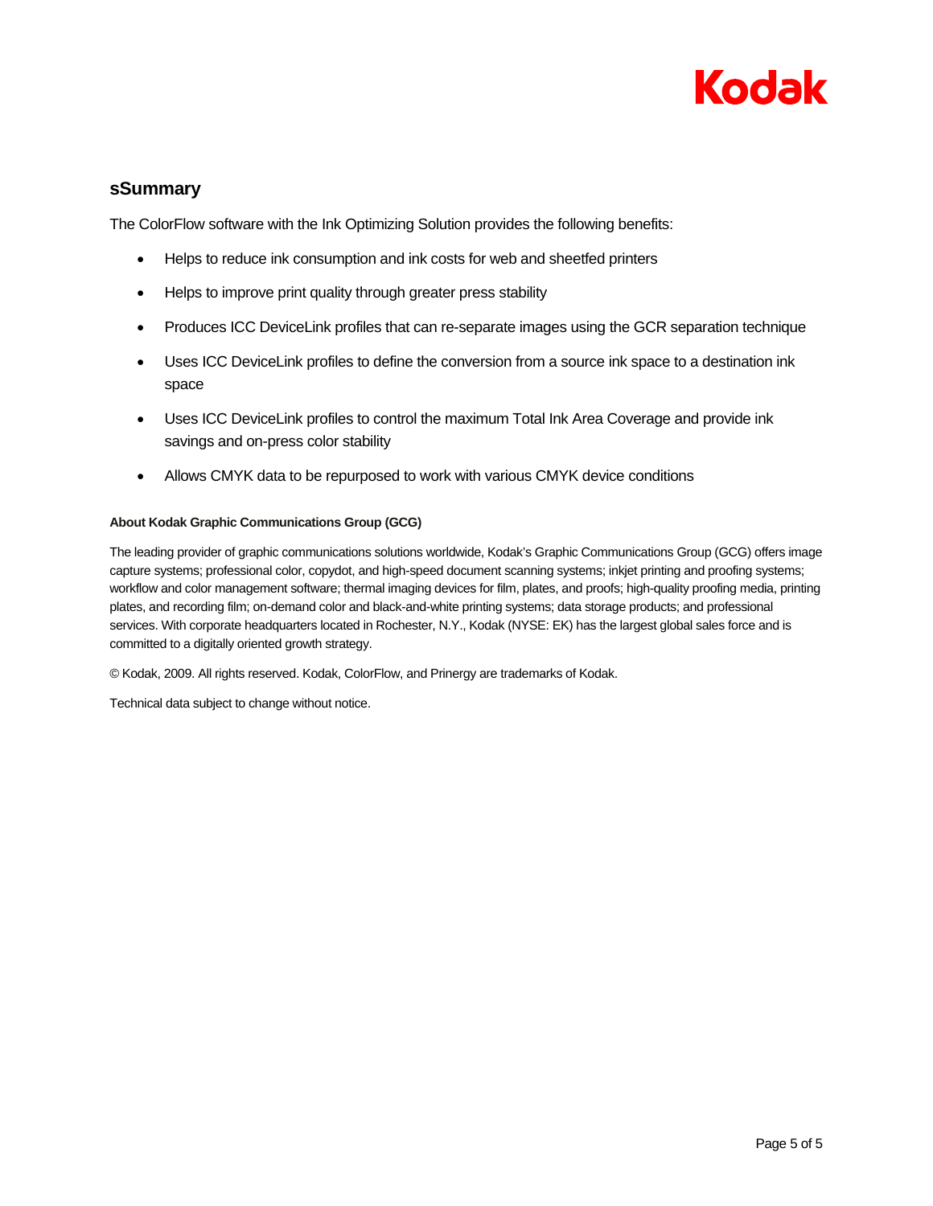## sSummary

The ColorFlow software with the Ink Optimizing Solution provides the following benefits:

- Helps to reduce ink consumption and ink costs for web and sheetfed printers
- Helps to improve print quality through greater press stability
- Produces ICC DeviceLink profiles that can re-separate images using the GCR separation technique
- Uses ICC DeviceLink profiles to define the conversion from a source ink space to a destination ink space
- Uses ICC DeviceLink profiles to control the maximum Total Ink Area Coverage and provide ink savings and on-press color stability
- Allows CMYK data to be repurposed to work with various CMYK device conditions

**About Kodak Graphic Communications Group (GCG)**

The leading provider of graphic communications solutions worldwide, Kodak's Graphic Communications Group (GCG) offers image capture systems; professional color, copydot, and high-speed document scanning systems; inkjet printing and proofing systems; workflow and color management software; thermal imaging devices for film, plates, and proofs; high-quality proofing media, printing plates, and recording film; on-demand color and black-and-white printing systems; data storage products; and professional services. With corporate headquarters located in Rochester, N.Y., Kodak (NYSE: EK) has the largest global sales force and is committed to a digitally oriented growth strategy.

© Kodak, 2009. All rights reserved. Kodak, ColorFlow, and Prinergy are trademarks of Kodak.

Technical data subject to change without notice.